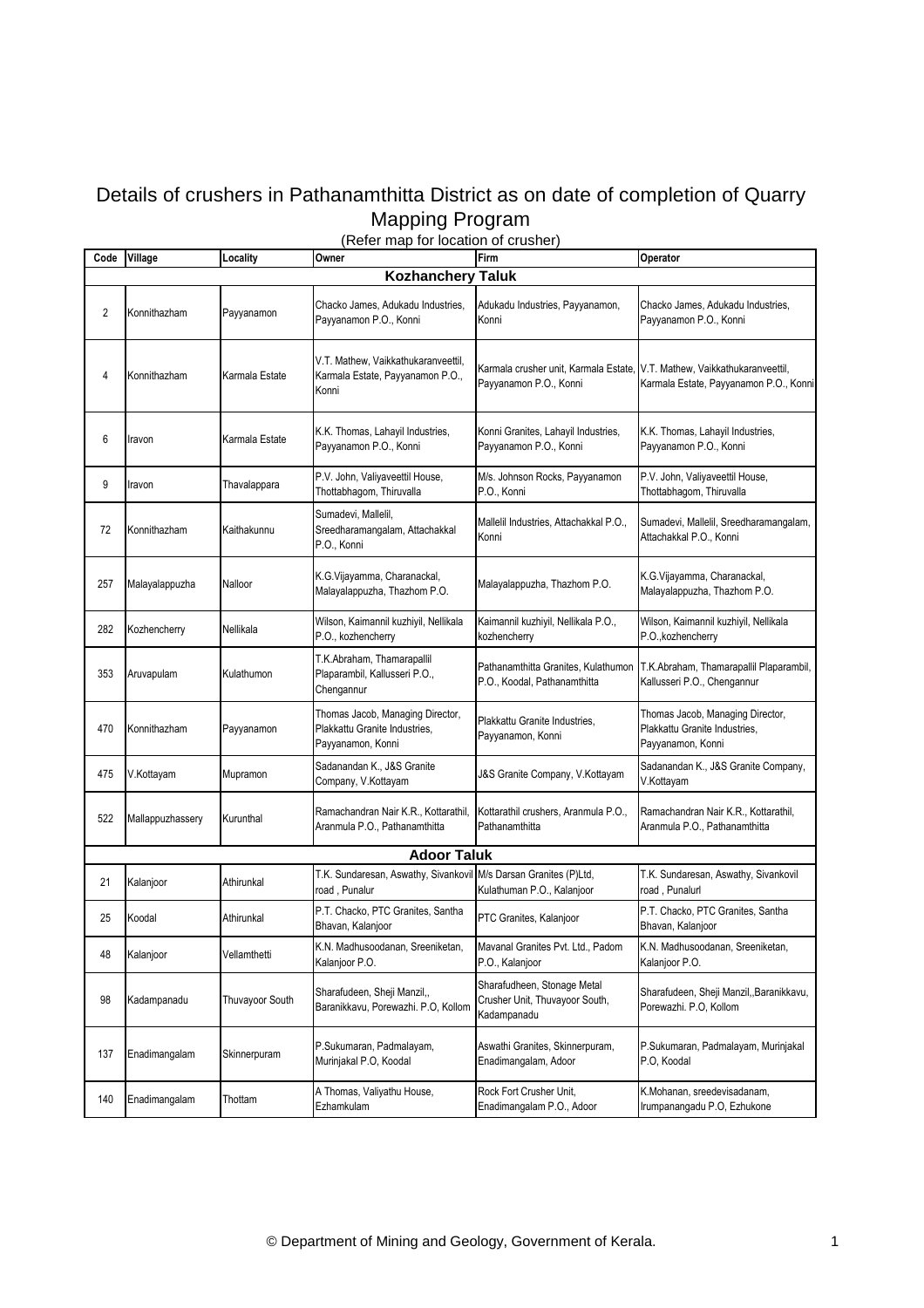# Details of crushers in Pathanamthitta District as on date of completion of Quarry Mapping Program

(Refer map for location of crusher)

| Code | Village | Locality | Owner | Firm | Operator |
|---|---|---|---|---|---|
| **Kozhanchery Taluk** | | | | | |
| 2 | Konnithazham | Payyanamon | Chacko James, Adukadu Industries, Payyanamon P.O., Konni | Adukadu Industries, Payyanamon, Konni | Chacko James, Adukadu Industries, Payyanamon P.O., Konni |
| 4 | Konnithazham | Karmala Estate | V.T. Mathew, Vaikkathukaranveettil, Karmala Estate, Payyanamon P.O., Konni | Karmala crusher unit, Karmala Estate, Payyanamon P.O., Konni | V.T. Mathew, Vaikkathukaranveettil, Karmala Estate, Payyanamon P.O., Konni |
| 6 | Iravon | Karmala Estate | K.K. Thomas, Lahayil Industries, Payyanamon P.O., Konni | Konni Granites, Lahayil Industries, Payyanamon P.O., Konni | K.K. Thomas, Lahayil Industries, Payyanamon P.O., Konni |
| 9 | Iravon | Thavalappara | P.V. John, Valiyaveettil House, Thottabhagom, Thiruvalla | M/s. Johnson Rocks, Payyanamon P.O., Konni | P.V. John, Valiyaveettil House, Thottabhagom, Thiruvalla |
| 72 | Konnithazham | Kaithakunnu | Sumadevi, Mallelil, Sreedharamangalam, Attachakkal P.O., Konni | Mallelil Industries, Attachakkal P.O., Konni | Sumadevi, Mallelil, Sreedharamangalam, Attachakkal P.O., Konni |
| 257 | Malayalappuzha | Nalloor | K.G.Vijayamma, Charanackal, Malayalappuzha, Thazhom P.O. | Malayalappuzha, Thazhom P.O. | K.G.Vijayamma, Charanackal, Malayalappuzha, Thazhom P.O. |
| 282 | Kozhencherry | Nellikala | Wilson, Kaimannil kuzhiyil, Nellikala P.O., kozhencherry | Kaimannil kuzhiyil, Nellikala P.O., kozhencherry | Wilson, Kaimannil kuzhiyil, Nellikala P.O.,kozhencherry |
| 353 | Aruvapulam | Kulathumon | T.K.Abraham, Thamarapallil Plaparambil, Kallusseri P.O., Chengannur | Pathanamthitta Granites, Kulathumon P.O., Koodal, Pathanamthitta | T.K.Abraham, Thamarapallil Plaparambil, Kallusseri P.O., Chengannur |
| 470 | Konnithazham | Payyanamon | Thomas Jacob, Managing Director, Plakkattu Granite Industries, Payyanamon, Konni | Plakkattu Granite Industries, Payyanamon, Konni | Thomas Jacob, Managing Director, Plakkattu Granite Industries, Payyanamon, Konni |
| 475 | V.Kottayam | Mupramon | Sadanandan K., J&S Granite Company, V.Kottayam | J&S Granite Company, V.Kottayam | Sadanandan K., J&S Granite Company, V.Kottayam |
| 522 | Mallappuzhassery | Kurunthal | Ramachandran Nair K.R., Kottarathil, Aranmula P.O., Pathanamthitta | Kottarathil crushers, Aranmula P.O., Pathanamthitta | Ramachandran Nair K.R., Kottarathil, Aranmula P.O., Pathanamthitta |
| **Adoor Taluk** | | | | | |
| 21 | Kalanjoor | Athirunkal | T.K. Sundaresan, Aswathy, Sivankovil road , Punalur | M/s Darsan Granites (P)Ltd, Kulathuman P.O., Kalanjoor | T.K. Sundaresan, Aswathy, Sivankovil road , Punalurl |
| 25 | Koodal | Athirunkal | P.T. Chacko, PTC Granites, Santha Bhavan, Kalanjoor | PTC Granites, Kalanjoor | P.T. Chacko, PTC Granites, Santha Bhavan, Kalanjoor |
| 48 | Kalanjoor | Vellamthetti | K.N. Madhusoodanan, Sreeniketan, Kalanjoor P.O. | Mavanal Granites Pvt. Ltd., Padom P.O., Kalanjoor | K.N. Madhusoodanan, Sreeniketan, Kalanjoor P.O. |
| 98 | Kadampanadu | Thuvayoor South | Sharafudeen, Sheji Manzil,, Baranikkavu, Porewazhi. P.O, Kollom | Sharafudheen, Stonage Metal Crusher Unit, Thuvayoor South, Kadampanadu | Sharafudeen, Sheji Manzil,,Baranikkavu, Porewazhi. P.O, Kollom |
| 137 | Enadimangalam | Skinnerpuram | P.Sukumaran, Padmalayam, Murinjakal P.O, Koodal | Aswathi Granites, Skinnerpuram, Enadimangalam, Adoor | P.Sukumaran, Padmalayam, Murinjakal P.O, Koodal |
| 140 | Enadimangalam | Thottam | A Thomas, Valiyathu House, Ezhamkulam | Rock Fort Crusher Unit, Enadimangalam P.O., Adoor | K.Mohanan, sreedevisadanam, Irumpanangadu P.O, Ezhukone |

© Department of Mining and Geology, Government of Kerala.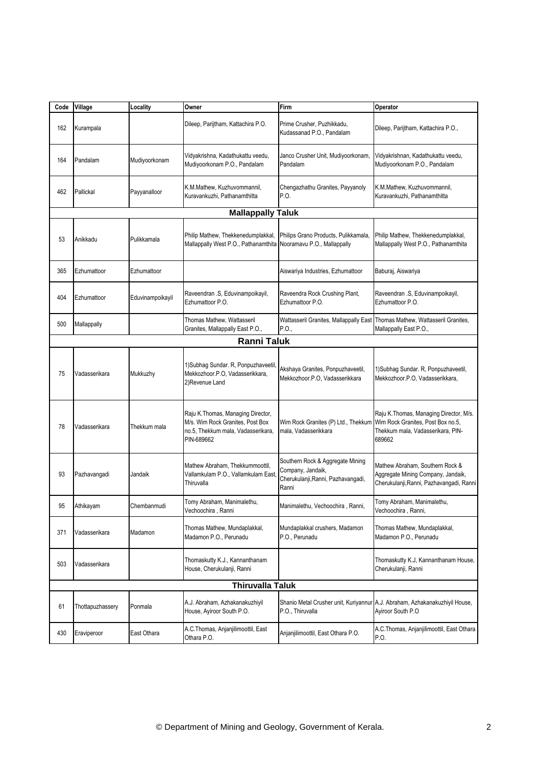| Code | Village | Locality | Owner | Firm | Operator |
|---|---|---|---|---|---|
| 162 | Kurampala | | Dileep, Parijtham, Kattachira P.O. | Prime Crusher, Puzhikkadu, Kudassanad P.O., Pandalam | Dileep, Parijtham, Kattachira P.O., |
| 164 | Pandalam | Mudiyoorkonam | Vidyakrishna, Kadathukattu veedu, Mudiyoorkonam P.O., Pandalam | Janco Crusher Unit, Mudiyoorkonam, Pandalam | Vidyakrishnan, Kadathukattu veedu, Mudiyoorkonam P.O., Pandalam |
| 462 | Pallickal | Payyanalloor | K.M.Mathew, Kuzhuvommannil, Kuravankuzhi, Pathanamthitta | Chengazhathu Granites, Payyanoly P.O. | K.M.Mathew, Kuzhuvommannil, Kuravankuzhi, Pathanamthitta |
| | | | **Mallappally Taluk** | | |
| 53 | Anikkadu | Pulikkamala | Philip Mathew, Thekkenedumplakkal, Mallappally West P.O., Pathanamthita | Philips Grano Products, Pulikkamala, Nooramavu P.O., Mallappally | Philip Mathew, Thekkenedumplakkal, Mallappally West P.O., Pathanamthita |
| 365 | Ezhumattoor | Ezhumattoor | | Aiswariya Industries, Ezhumattoor | Baburaj, Aiswariya |
| 404 | Ezhumattoor | Eduvinampoikayil | Raveendran .S, Eduvinampoikayil, Ezhumattoor P.O. | Raveendra Rock Crushing Plant, Ezhumattoor P.O. | Raveendran .S, Eduvinampoikayil, Ezhumattoor P.O. |
| 500 | Mallappally | | Thomas Mathew, Wattasseril Granites, Mallappally East P.O., | Wattasseril Granites, Mallappally East P.O., | Thomas Mathew, Wattasseril Granites, Mallappally East P.O., |
| | | | **Ranni Taluk** | | |
| 75 | Vadasserikara | Mukkuzhy | 1)Subhag Sundar. R, Ponpuzhaveetil, Mekkozhoor.P.O, Vadasserikkara, 2)Revenue Land | Akshaya Granites, Ponpuzhaveetil, Mekkozhoor.P.O, Vadasserikkara | 1)Subhag Sundar. R, Ponpuzhaveetil, Mekkozhoor.P.O, Vadasserikkara, |
| 78 | Vadasserikara | Thekkum mala | Raju K.Thomas, Managing Director, M/s. Wim Rock Granites, Post Box no.5, Thekkum mala, Vadasserikara, PIN-689662 | Wim Rock Granites (P) Ltd., Thekkum mala, Vadasserikkara | Raju K.Thomas, Managing Director, M/s. Wim Rock Granites, Post Box no.5, Thekkum mala, Vadasserikara, PIN-689662 |
| 93 | Pazhavangadi | Jandaik | Mathew Abraham, Thekkummoottil, Vallamkulam P.O., Vallamkulam East, Thiruvalla | Southern Rock & Aggregate Mining Company, Jandaik, Cherukulanji,Ranni, Pazhavangadi, Ranni | Mathew Abraham, Southern Rock & Aggregate Mining Company, Jandaik, Cherukulanji,Ranni, Pazhavangadi, Ranni |
| 95 | Athikayam | Chembanmudi | Tomy Abraham, Manimalethu, Vechoochira , Ranni | Manimalethu, Vechoochira , Ranni, | Tomy Abraham, Manimalethu, Vechoochira , Ranni, |
| 371 | Vadasserikara | Madamon | Thomas Mathew, Mundaplakkal, Madamon P.O., Perunadu | Mundaplakkal crushers, Madamon P.O., Perunadu | Thomas Mathew, Mundaplakkal, Madamon P.O., Perunadu |
| 503 | Vadasserikara | | Thomaskutty K.J., Kannanthanam House, Cherukulanji, Ranni | | Thomaskutty K.J, Kannanthanam House, Cherukulanji, Ranni |
| | | | **Thiruvalla Taluk** | | |
| 61 | Thottapuzhassery | Ponmala | A.J. Abraham, Azhakanakuzhiyil House, Ayiroor South P.O. | Shanio Metal Crusher unit, Kuriyannur P.O., Thiruvalla | A.J. Abraham, Azhakanakuzhiyil House, Ayiroor South P.O |
| 430 | Eraviperoor | East Othara | A.C.Thomas, Anjanjilimoottil, East Othara P.O. | Anjanjilimoottil, East Othara P.O. | A.C.Thomas, Anjanjilimoottil, East Othara P.O. |

© Department of Mining and Geology, Government of Kerala.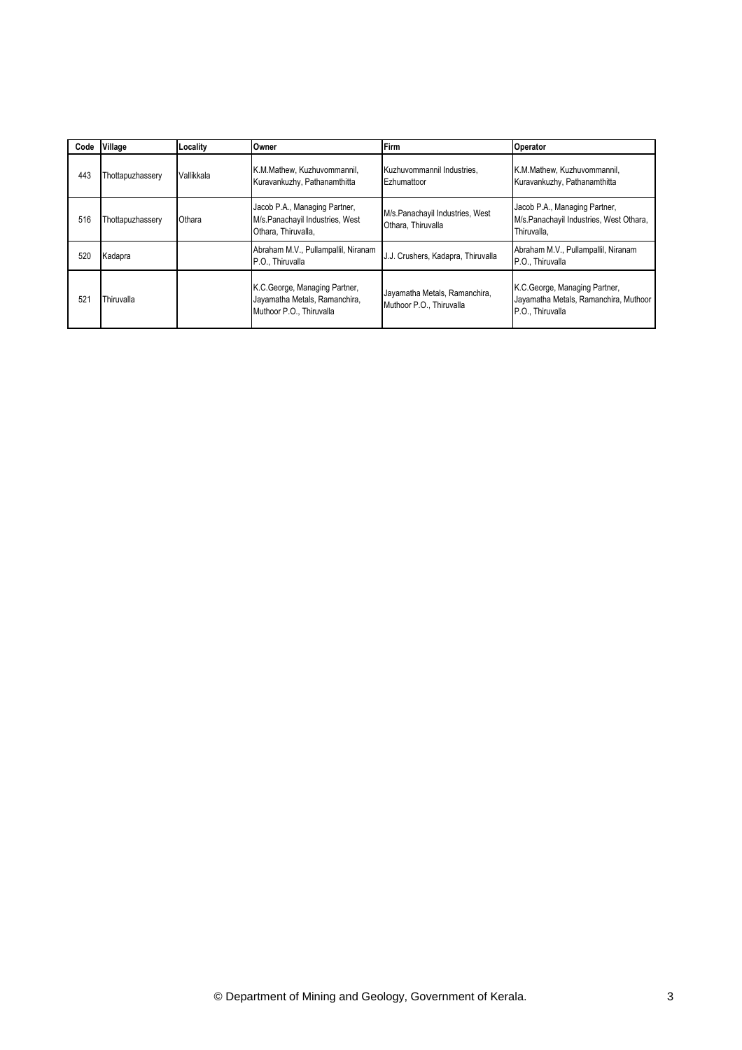| Code | Village | Locality | Owner | Firm | Operator |
| --- | --- | --- | --- | --- | --- |
| 443 | Thottapuzhassery | Vallikkala | K.M.Mathew, Kuzhuvommannil, Kuravankuzhy, Pathanamthitta | Kuzhuvommannil Industries, Ezhumattoor | K.M.Mathew, Kuzhuvommannil, Kuravankuzhy, Pathanamthitta |
| 516 | Thottapuzhassery | Othara | Jacob P.A., Managing Partner, M/s.Panachayil Industries, West Othara, Thiruvalla, | M/s.Panachayil Industries, West Othara, Thiruvalla | Jacob P.A., Managing Partner, M/s.Panachayil Industries, West Othara, Thiruvalla, |
| 520 | Kadapra | | Abraham M.V., Pullampallil, Niranam P.O., Thiruvalla | J.J. Crushers, Kadapra, Thiruvalla | Abraham M.V., Pullampallil, Niranam P.O., Thiruvalla |
| 521 | Thiruvalla | | K.C.George, Managing Partner, Jayamatha Metals, Ramanchira, Muthoor P.O., Thiruvalla | Jayamatha Metals, Ramanchira, Muthoor P.O., Thiruvalla | K.C.George, Managing Partner, Jayamatha Metals, Ramanchira, Muthoor P.O., Thiruvalla |

© Department of Mining and Geology, Government of Kerala.